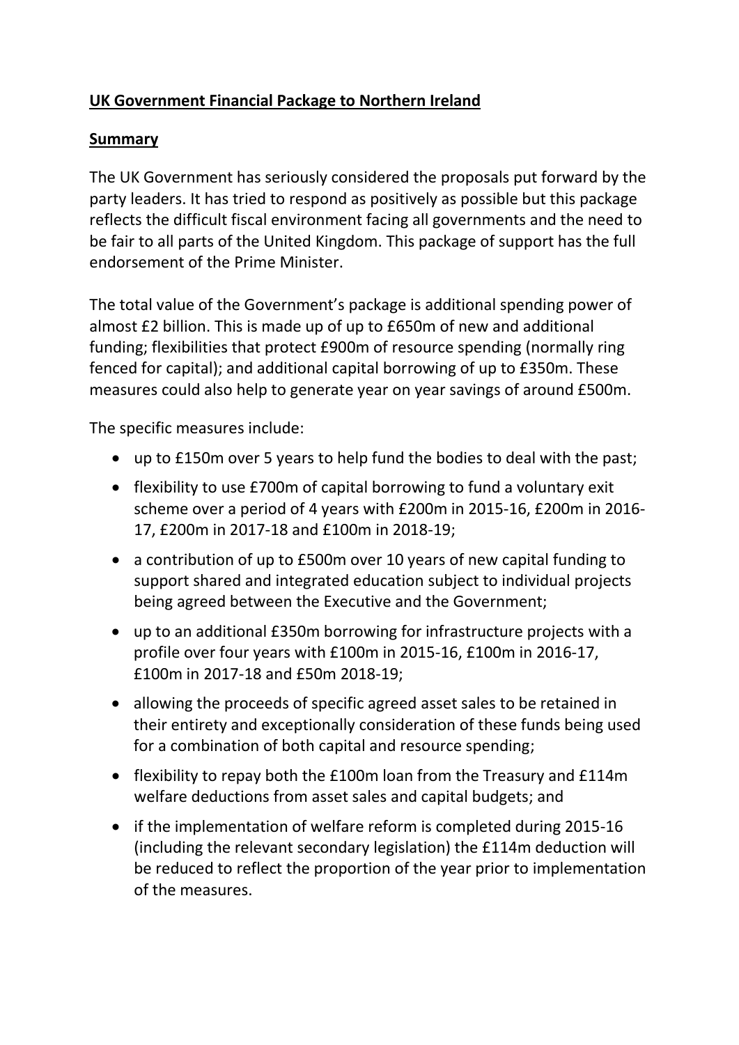# **UK Government Financial Package to Northern Ireland**

## **Summary**

The UK Government has seriously considered the proposals put forward by the party leaders. It has tried to respond as positively as possible but this package reflects the difficult fiscal environment facing all governments and the need to be fair to all parts of the United Kingdom. This package of support has the full endorsement of the Prime Minister.

The total value of the Government's package is additional spending power of almost £2 billion. This is made up of up to £650m of new and additional funding; flexibilities that protect £900m of resource spending (normally ring fenced for capital); and additional capital borrowing of up to £350m. These measures could also help to generate year on year savings of around £500m.

The specific measures include:

- up to £150m over 5 years to help fund the bodies to deal with the past;
- flexibility to use £700m of capital borrowing to fund a voluntary exit scheme over a period of 4 years with £200m in 2015-16, £200m in 2016-17, £200m in 2017-18 and £100m in 2018-19;
- a contribution of up to £500m over 10 years of new capital funding to support shared and integrated education subject to individual projects being agreed between the Executive and the Government;
- up to an additional £350m borrowing for infrastructure projects with a profile over four years with £100m in 2015-16, £100m in 2016-17, £100m in 2017-18 and £50m 2018-19;
- allowing the proceeds of specific agreed asset sales to be retained in their entirety and exceptionally consideration of these funds being used for a combination of both capital and resource spending;
- flexibility to repay both the £100m loan from the Treasury and £114m welfare deductions from asset sales and capital budgets; and
- if the implementation of welfare reform is completed during 2015-16 (including the relevant secondary legislation) the £114m deduction will be reduced to reflect the proportion of the year prior to implementation of the measures.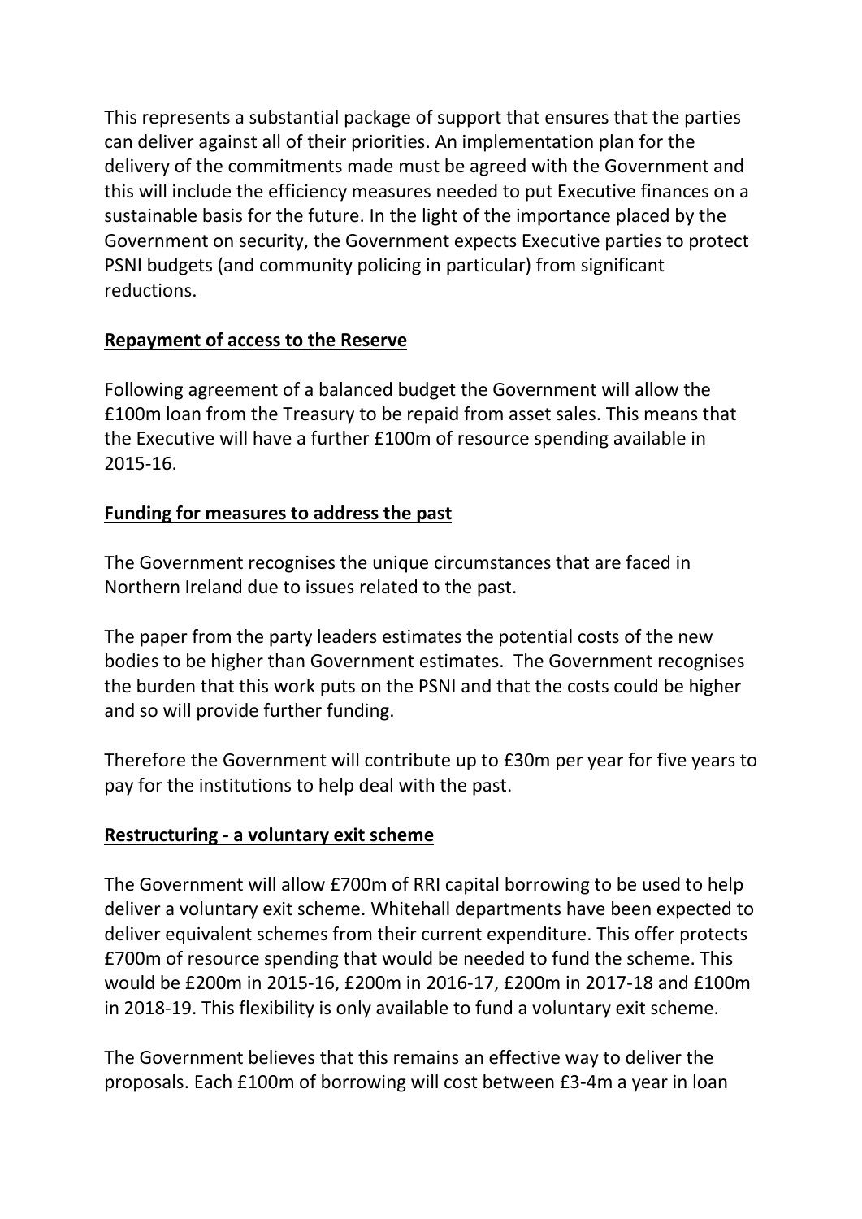This represents a substantial package of support that ensures that the parties can deliver against all of their priorities. An implementation plan for the delivery of the commitments made must be agreed with the Government and this will include the efficiency measures needed to put Executive finances on a sustainable basis for the future. In the light of the importance placed by the Government on security, the Government expects Executive parties to protect PSNI budgets (and community policing in particular) from significant reductions.

**Repayment of access to the Reserve**

Following agreement of a balanced budget the Government will allow the £100m loan from the Treasury to be repaid from asset sales. This means that the Executive will have a further £100m of resource spending available in 2015-16.

**Funding for measures to address the past**

The Government recognises the unique circumstances that are faced in Northern Ireland due to issues related to the past.

The paper from the party leaders estimates the potential costs of the new bodies to be higher than Government estimates. The Government recognises the burden that this work puts on the PSNI and that the costs could be higher and so will provide further funding.

Therefore the Government will contribute up to £30m per year for five years to pay for the institutions to help deal with the past.

**Restructuring - a voluntary exit scheme**

The Government will allow £700m of RRI capital borrowing to be used to help deliver a voluntary exit scheme. Whitehall departments have been expected to deliver equivalent schemes from their current expenditure. This offer protects £700m of resource spending that would be needed to fund the scheme. This would be £200m in 2015-16, £200m in 2016-17, £200m in 2017-18 and £100m in 2018-19. This flexibility is only available to fund a voluntary exit scheme.

The Government believes that this remains an effective way to deliver the proposals. Each £100m of borrowing will cost between £3-4m a year in loan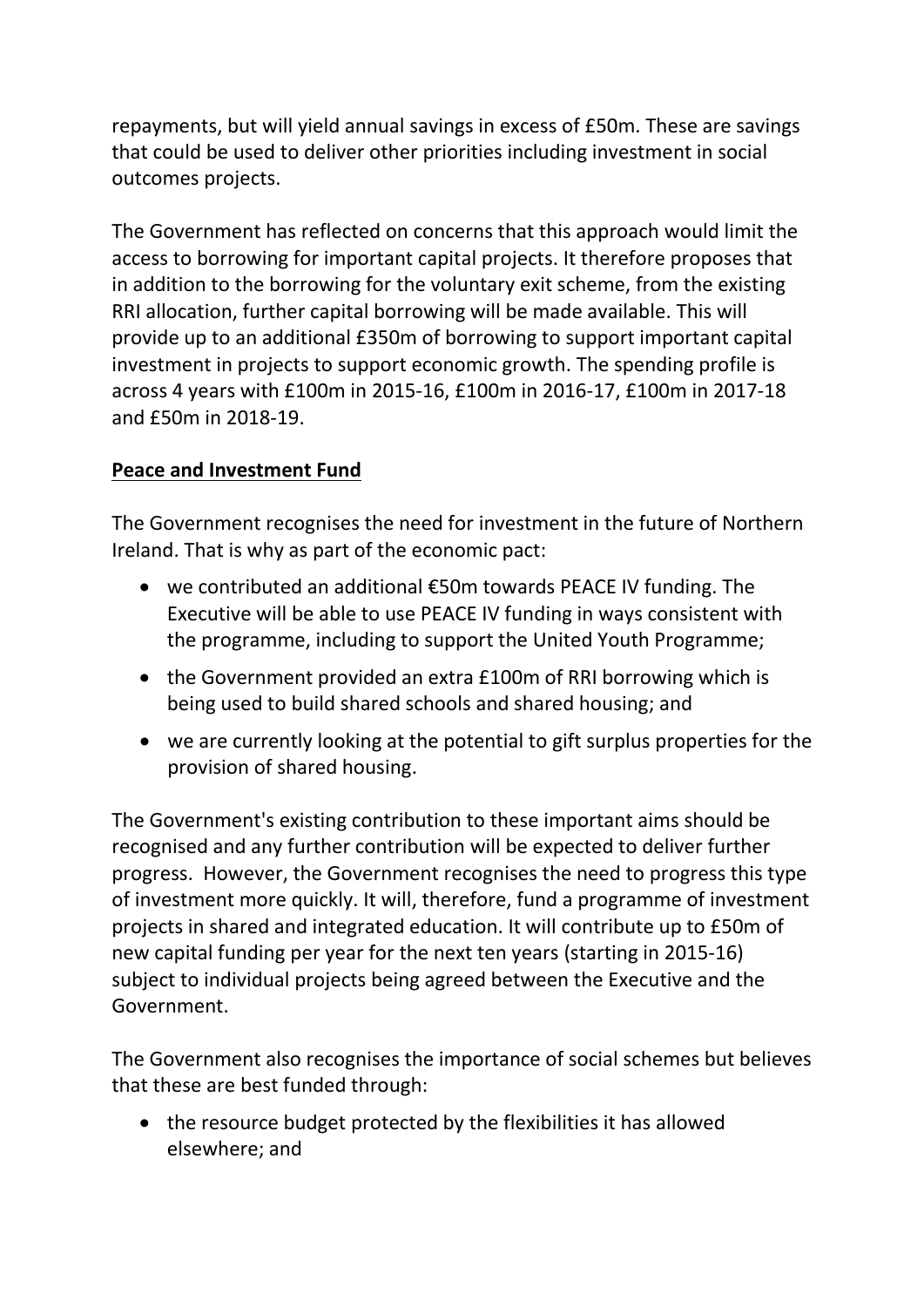repayments, but will yield annual savings in excess of £50m. These are savings that could be used to deliver other priorities including investment in social outcomes projects.

The Government has reflected on concerns that this approach would limit the access to borrowing for important capital projects. It therefore proposes that in addition to the borrowing for the voluntary exit scheme, from the existing RRI allocation, further capital borrowing will be made available. This will provide up to an additional £350m of borrowing to support important capital investment in projects to support economic growth. The spending profile is across 4 years with £100m in 2015-16, £100m in 2016-17, £100m in 2017-18 and £50m in 2018-19.

**Peace and Investment Fund**

The Government recognises the need for investment in the future of Northern Ireland. That is why as part of the economic pact:

- we contributed an additional €50m towards PEACE IV funding. The Executive will be able to use PEACE IV funding in ways consistent with the programme, including to support the United Youth Programme;
- the Government provided an extra £100m of RRI borrowing which is being used to build shared schools and shared housing; and
- we are currently looking at the potential to gift surplus properties for the provision of shared housing.

The Government's existing contribution to these important aims should be recognised and any further contribution will be expected to deliver further progress. However, the Government recognises the need to progress this type of investment more quickly. It will, therefore, fund a programme of investment projects in shared and integrated education. It will contribute up to £50m of new capital funding per year for the next ten years (starting in 2015-16) subject to individual projects being agreed between the Executive and the Government.

The Government also recognises the importance of social schemes but believes that these are best funded through:

- the resource budget protected by the flexibilities it has allowed elsewhere; and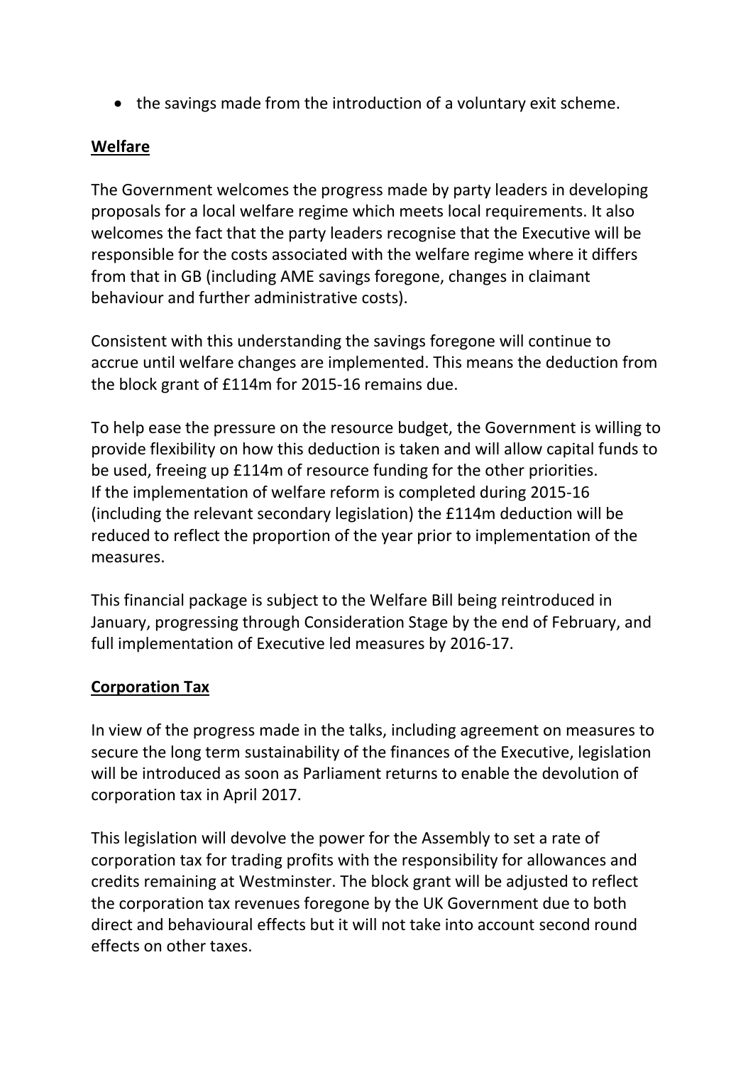- the savings made from the introduction of a voluntary exit scheme.

**Welfare**

The Government welcomes the progress made by party leaders in developing proposals for a local welfare regime which meets local requirements. It also welcomes the fact that the party leaders recognise that the Executive will be responsible for the costs associated with the welfare regime where it differs from that in GB (including AME savings foregone, changes in claimant behaviour and further administrative costs).

Consistent with this understanding the savings foregone will continue to accrue until welfare changes are implemented. This means the deduction from the block grant of £114m for 2015-16 remains due.

To help ease the pressure on the resource budget, the Government is willing to provide flexibility on how this deduction is taken and will allow capital funds to be used, freeing up £114m of resource funding for the other priorities. If the implementation of welfare reform is completed during 2015-16 (including the relevant secondary legislation) the £114m deduction will be reduced to reflect the proportion of the year prior to implementation of the measures.

This financial package is subject to the Welfare Bill being reintroduced in January, progressing through Consideration Stage by the end of February, and full implementation of Executive led measures by 2016-17.

**Corporation Tax**

In view of the progress made in the talks, including agreement on measures to secure the long term sustainability of the finances of the Executive, legislation will be introduced as soon as Parliament returns to enable the devolution of corporation tax in April 2017.

This legislation will devolve the power for the Assembly to set a rate of corporation tax for trading profits with the responsibility for allowances and credits remaining at Westminster. The block grant will be adjusted to reflect the corporation tax revenues foregone by the UK Government due to both direct and behavioural effects but it will not take into account second round effects on other taxes.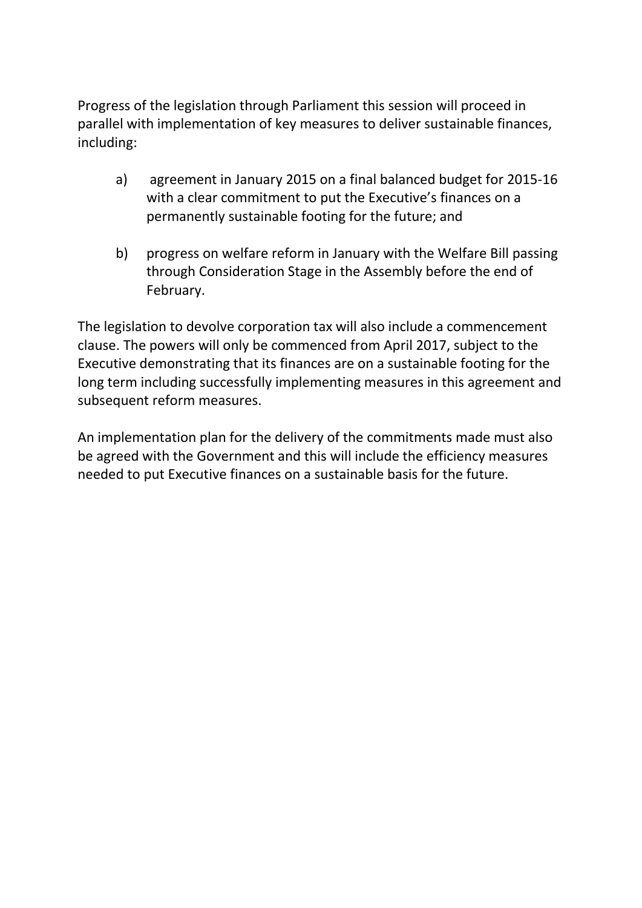Progress of the legislation through Parliament this session will proceed in parallel with implementation of key measures to deliver sustainable finances, including:

a) agreement in January 2015 on a final balanced budget for 2015-16 with a clear commitment to put the Executive's finances on a permanently sustainable footing for the future; and

b) progress on welfare reform in January with the Welfare Bill passing through Consideration Stage in the Assembly before the end of February.

The legislation to devolve corporation tax will also include a commencement clause. The powers will only be commenced from April 2017, subject to the Executive demonstrating that its finances are on a sustainable footing for the long term including successfully implementing measures in this agreement and subsequent reform measures.

An implementation plan for the delivery of the commitments made must also be agreed with the Government and this will include the efficiency measures needed to put Executive finances on a sustainable basis for the future.